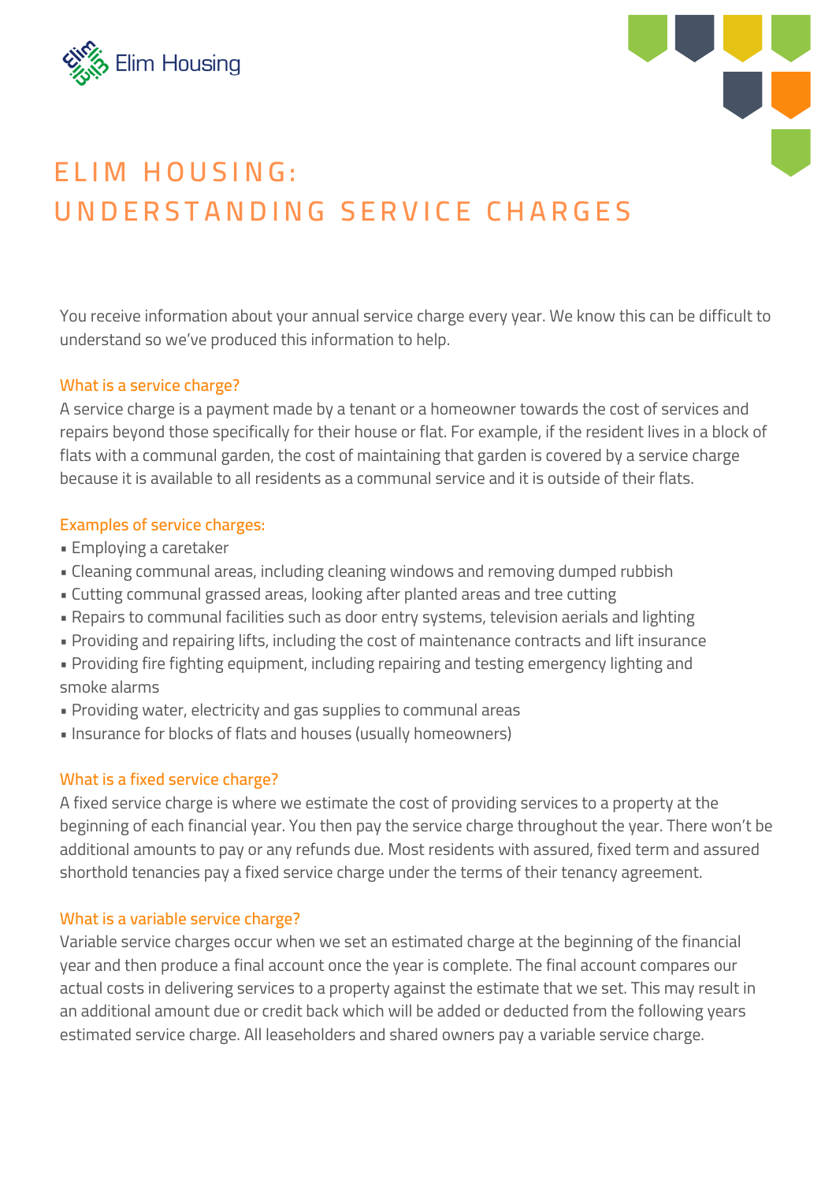# ELIM HOUSING: UNDERSTANDING SERVICE CHARGES

You receive information about your annual service charge every year. We know this can be difficult to understand so we've produced this information to help.

### What is a service charge?

A service charge is a payment made by a tenant or a homeowner towards the cost of services and repairs beyond those specifically for their house or flat. For example, if the resident lives in a block of flats with a communal garden, the cost of maintaining that garden is covered by a service charge because it is available to all residents as a communal service and it is outside of their flats.

### Examples of service charges:

- Employing a caretaker
- Cleaning communal areas, including cleaning windows and removing dumped rubbish
- Cutting communal grassed areas, looking after planted areas and tree cutting
- Repairs to communal facilities such as door entry systems, television aerials and lighting
- Providing and repairing lifts, including the cost of maintenance contracts and lift insurance
- Providing fire fighting equipment, including repairing and testing emergency lighting and smoke alarms
- Providing water, electricity and gas supplies to communal areas
- Insurance for blocks of flats and houses (usually homeowners)

### What is a fixed service charge?

A fixed service charge is where we estimate the cost of providing services to a property at the beginning of each financial year. You then pay the service charge throughout the year. There won't be additional amounts to pay or any refunds due. Most residents with assured, fixed term and assured shorthold tenancies pay a fixed service charge under the terms of their tenancy agreement.

### What is a variable service charge?

Variable service charges occur when we set an estimated charge at the beginning of the financial year and then produce a final account once the year is complete. The final account compares our actual costs in delivering services to a property against the estimate that we set. This may result in an additional amount due or credit back which will be added or deducted from the following years estimated service charge. All leaseholders and shared owners pay a variable service charge.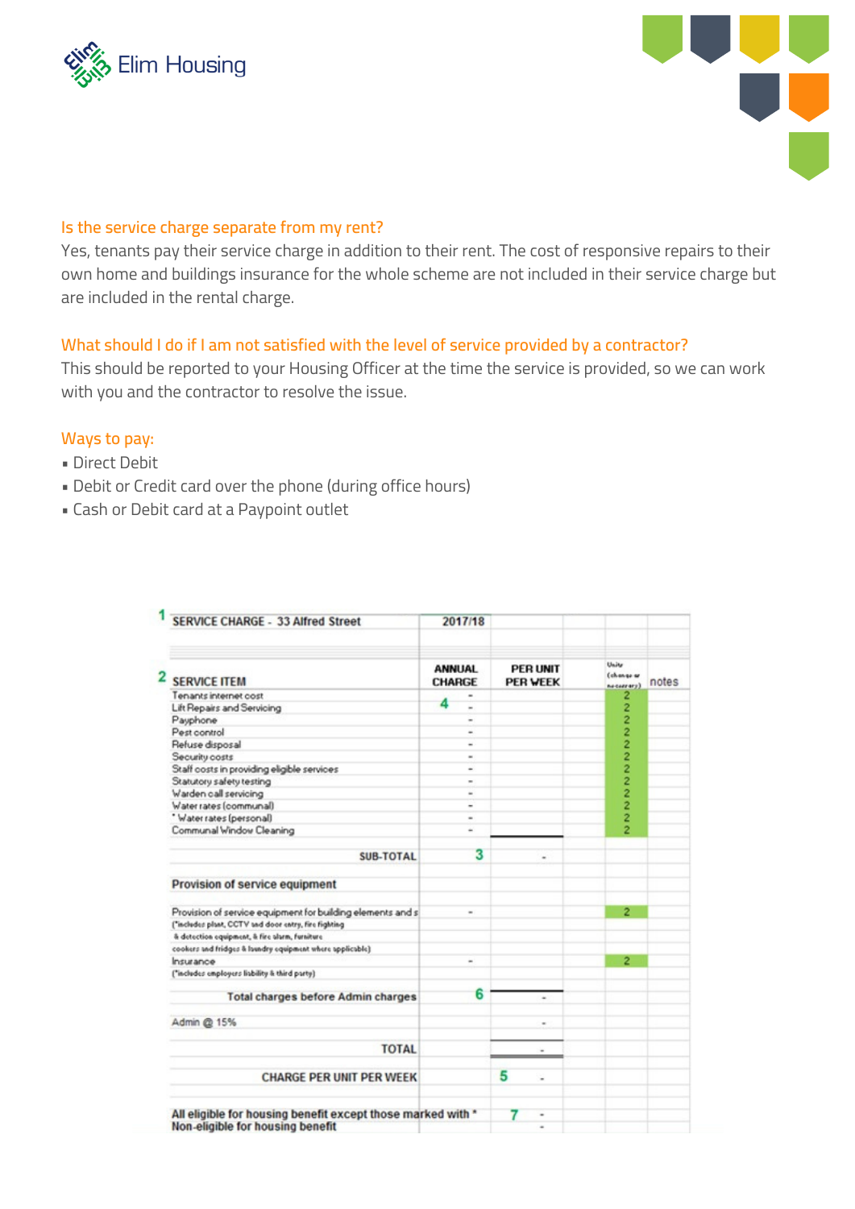### Is the service charge separate from my rent?

Yes, tenants pay their service charge in addition to their rent. The cost of responsive repairs to their own home and buildings insurance for the whole scheme are not included in their service charge but are included in the rental charge.

### What should I do if I am not satisfied with the level of service provided by a contractor?

This should be reported to your Housing Officer at the time the service is provided, so we can work with you and the contractor to resolve the issue.

### Ways to pay:

- Direct Debit
- Debit or Credit card over the phone (during office hours)
- Cash or Debit card at a Paypoint outlet

| 1 SERVICE CHARGE - 33 Alfred Street | 2017/18 | | | |
|---|---|---|---|---|
| 2 SERVICE ITEM | ANNUAL CHARGE | PER UNIT PER WEEK | Units (change as necessary) | notes |
| Tenants internet cost | - | | 2 | |
| Lift Repairs and Servicing | 4 - | | 2 | |
| Payphone | - | | 2 | |
| Pest control | - | | 2 | |
| Refuse disposal | - | | 2 | |
| Security costs | - | | 2 | |
| Staff costs in providing eligible services | - | | 2 | |
| Statutory safety testing | - | | 2 | |
| Warden call servicing | - | | 2 | |
| Water rates (communal) | - | | 2 | |
| * Water rates (personal) | - | | 2 | |
| Communal Window Cleaning | - | | 2 | |
| SUB-TOTAL | 3 | - | | |
| **Provision of service equipment** | | | | |
| Provision of service equipment for building elements and s (*includes plant, CCTV and door entry, fire fighting & detection equipment, & fire alarm, furniture cookers and fridges & laundry equipment where applicable) | - | | 2 | |
| Insurance (*includes employers liability & third party) | - | | 2 | |
| Total charges before Admin charges | 6 | - | | |
| Admin @ 15% | | - | | |
| TOTAL | | - | | |
| CHARGE PER UNIT PER WEEK | | 5 - | | |
| All eligible for housing benefit except those marked with * | | 7 - | | |
| Non-eligible for housing benefit | | - | | |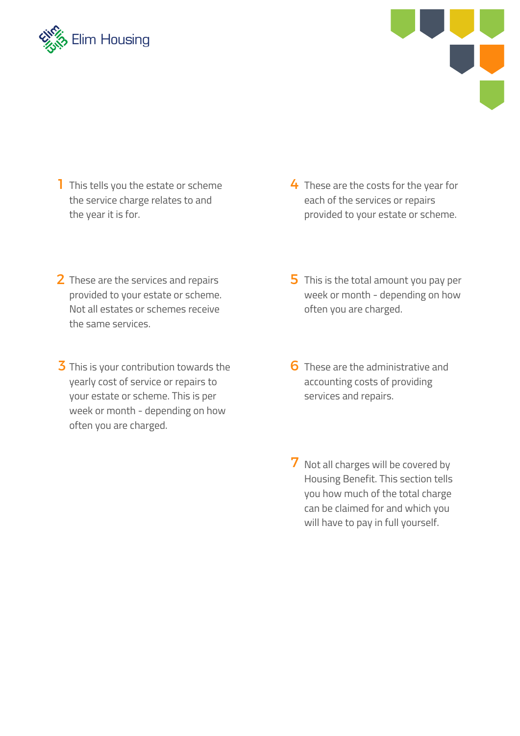Elim Housing

1. This tells you the estate or scheme the service charge relates to and the year it is for.

2. These are the services and repairs provided to your estate or scheme. Not all estates or schemes receive the same services.

3. This is your contribution towards the yearly cost of service or repairs to your estate or scheme. This is per week or month - depending on how often you are charged.

4. These are the costs for the year for each of the services or repairs provided to your estate or scheme.

5. This is the total amount you pay per week or month - depending on how often you are charged.

6. These are the administrative and accounting costs of providing services and repairs.

7. Not all charges will be covered by Housing Benefit. This section tells you how much of the total charge can be claimed for and which you will have to pay in full yourself.